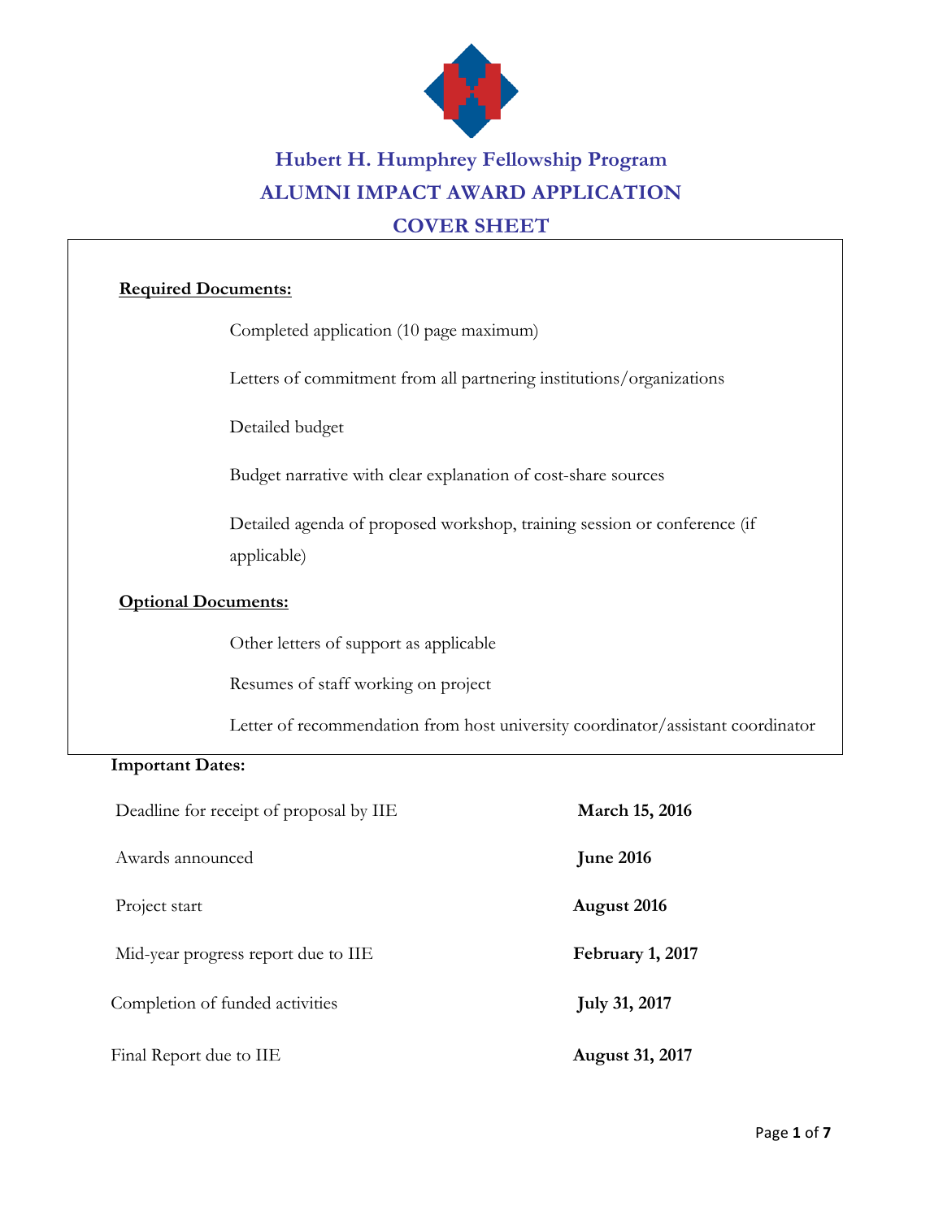# Hubert H. Humphrey Fellowship Program

## ALUMNI IMPACT AWARD APPLICATION

## COVER SHEET

**Required Documents:**

- Completed application (10 page maximum)
- Letters of commitment from all partnering institutions/organizations
- Detailed budget
- Budget narrative with clear explanation of cost-share sources
- Detailed agenda of proposed workshop, training session or conference (if applicable)

**Optional Documents:**

- Other letters of support as applicable
- Resumes of staff working on project
- Letter of recommendation from host university coordinator/assistant coordinator

**Important Dates:**

| | |
|---|---|
| Deadline for receipt of proposal by IIE | **March 15, 2016** |
| Awards announced | **June 2016** |
| Project start | **August 2016** |
| Mid-year progress report due to IIE | **February 1, 2017** |
| Completion of funded activities | **July 31, 2017** |
| Final Report due to IIE | **August 31, 2017** |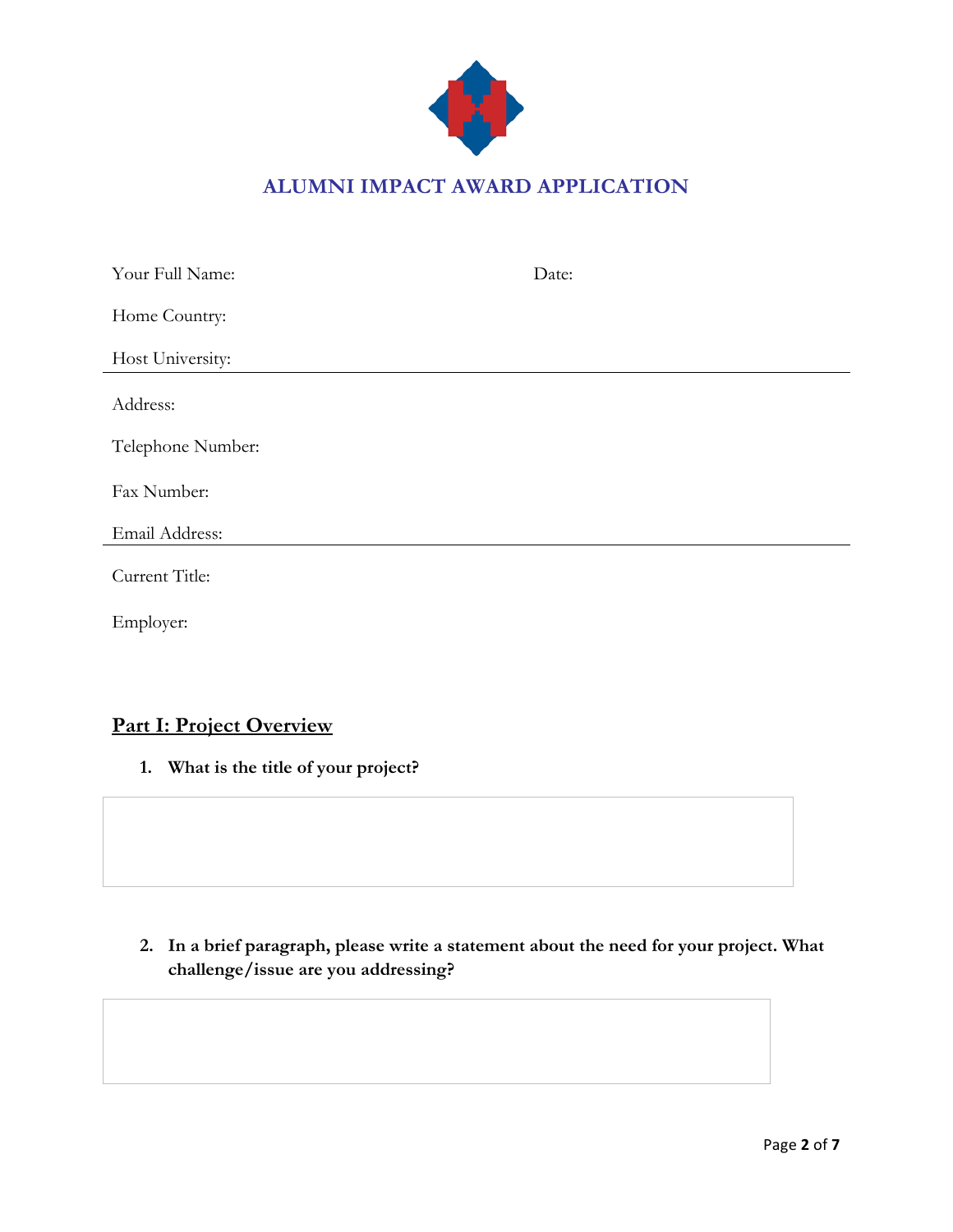# ALUMNI IMPACT AWARD APPLICATION

Your Full Name: Date:

Home Country:

Host University:

---

Address:

Telephone Number:

Fax Number:

Email Address:

---

Current Title:

Employer:

## Part I: Project Overview

1. **What is the title of your project?**

2. **In a brief paragraph, please write a statement about the need for your project. What challenge/issue are you addressing?**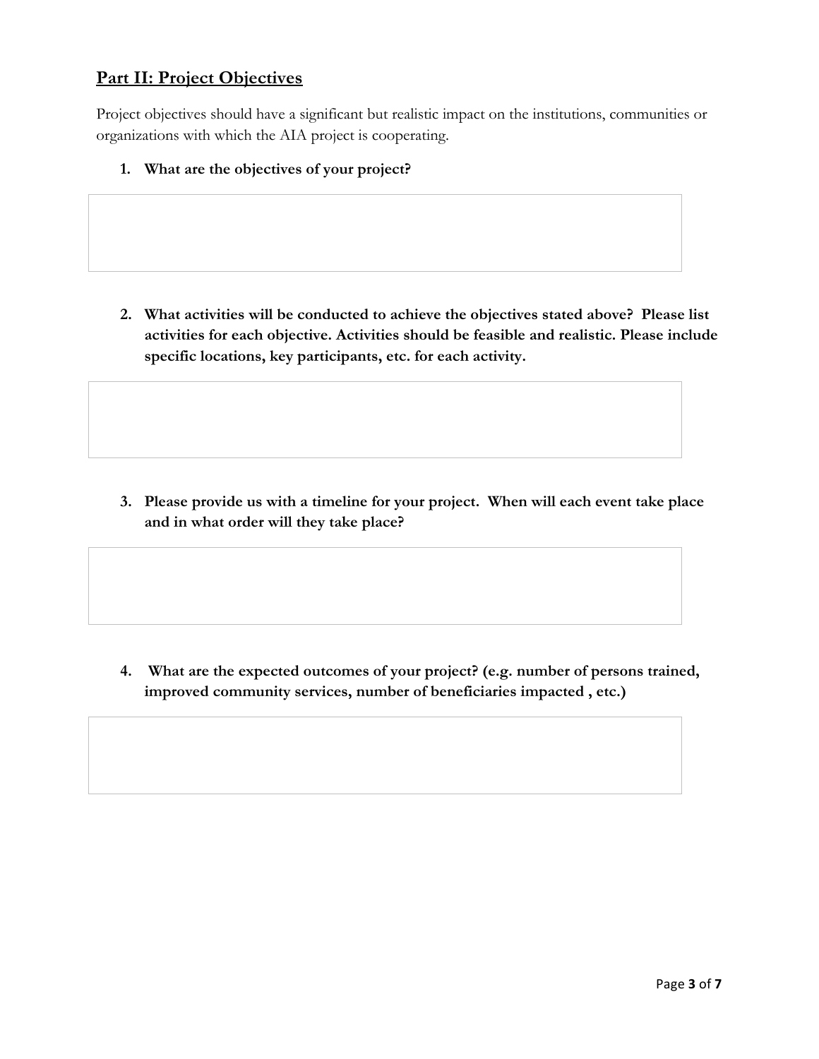## Part II: Project Objectives

Project objectives should have a significant but realistic impact on the institutions, communities or organizations with which the AIA project is cooperating.

1. **What are the objectives of your project?**

2. **What activities will be conducted to achieve the objectives stated above? Please list activities for each objective. Activities should be feasible and realistic. Please include specific locations, key participants, etc. for each activity.**

3. **Please provide us with a timeline for your project. When will each event take place and in what order will they take place?**

4. **What are the expected outcomes of your project? (e.g. number of persons trained, improved community services, number of beneficiaries impacted , etc.)**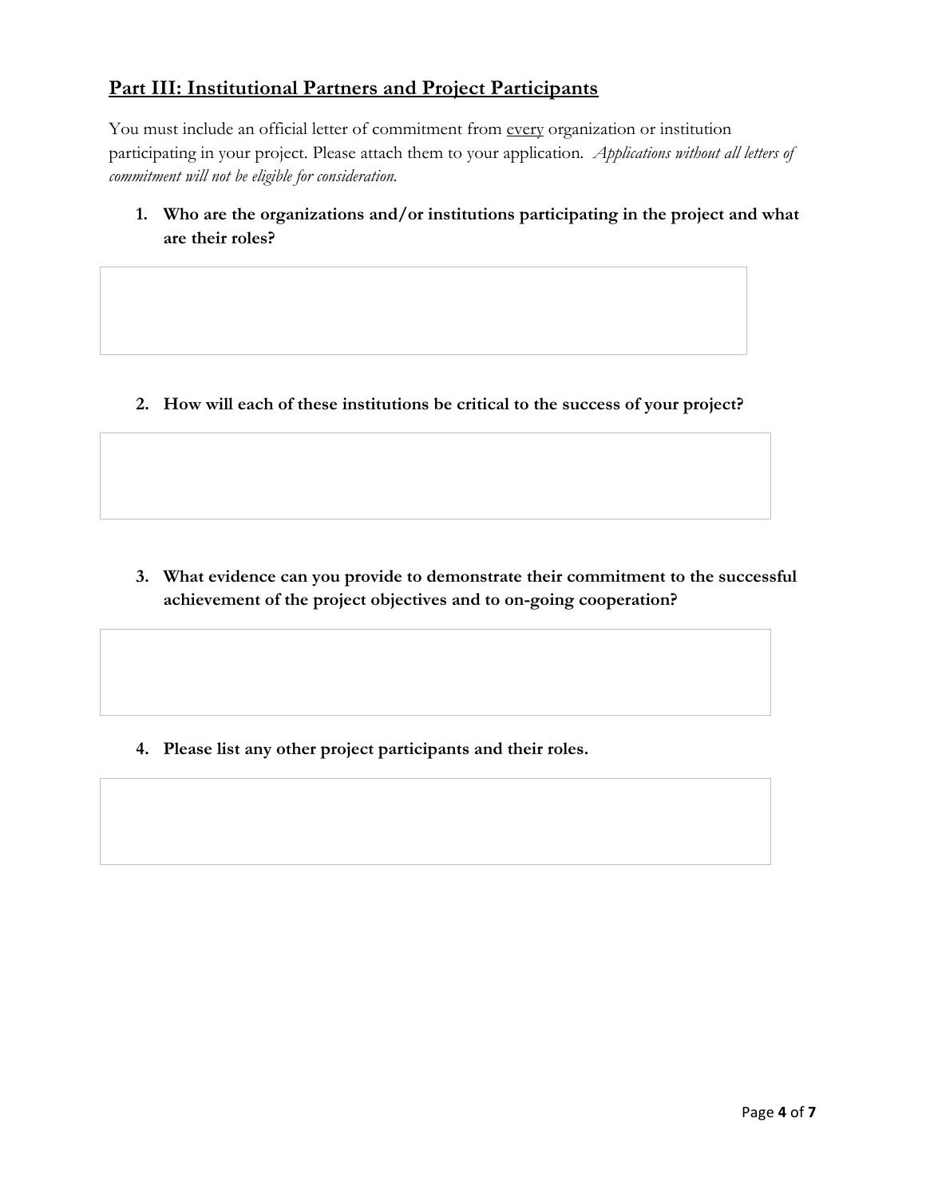## Part III: Institutional Partners and Project Participants

You must include an official letter of commitment from every organization or institution participating in your project. Please attach them to your application. *Applications without all letters of commitment will not be eligible for consideration.*

1. **Who are the organizations and/or institutions participating in the project and what are their roles?**

2. **How will each of these institutions be critical to the success of your project?**

3. **What evidence can you provide to demonstrate their commitment to the successful achievement of the project objectives and to on-going cooperation?**

4. **Please list any other project participants and their roles.**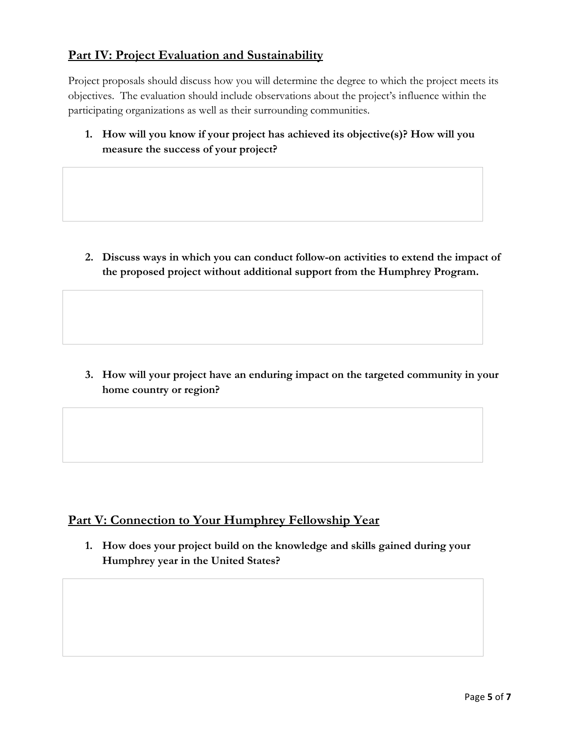## Part IV: Project Evaluation and Sustainability

Project proposals should discuss how you will determine the degree to which the project meets its objectives. The evaluation should include observations about the project's influence within the participating organizations as well as their surrounding communities.

1. **How will you know if your project has achieved its objective(s)? How will you measure the success of your project?**

2. **Discuss ways in which you can conduct follow-on activities to extend the impact of the proposed project without additional support from the Humphrey Program.**

3. **How will your project have an enduring impact on the targeted community in your home country or region?**

## Part V: Connection to Your Humphrey Fellowship Year

1. **How does your project build on the knowledge and skills gained during your Humphrey year in the United States?**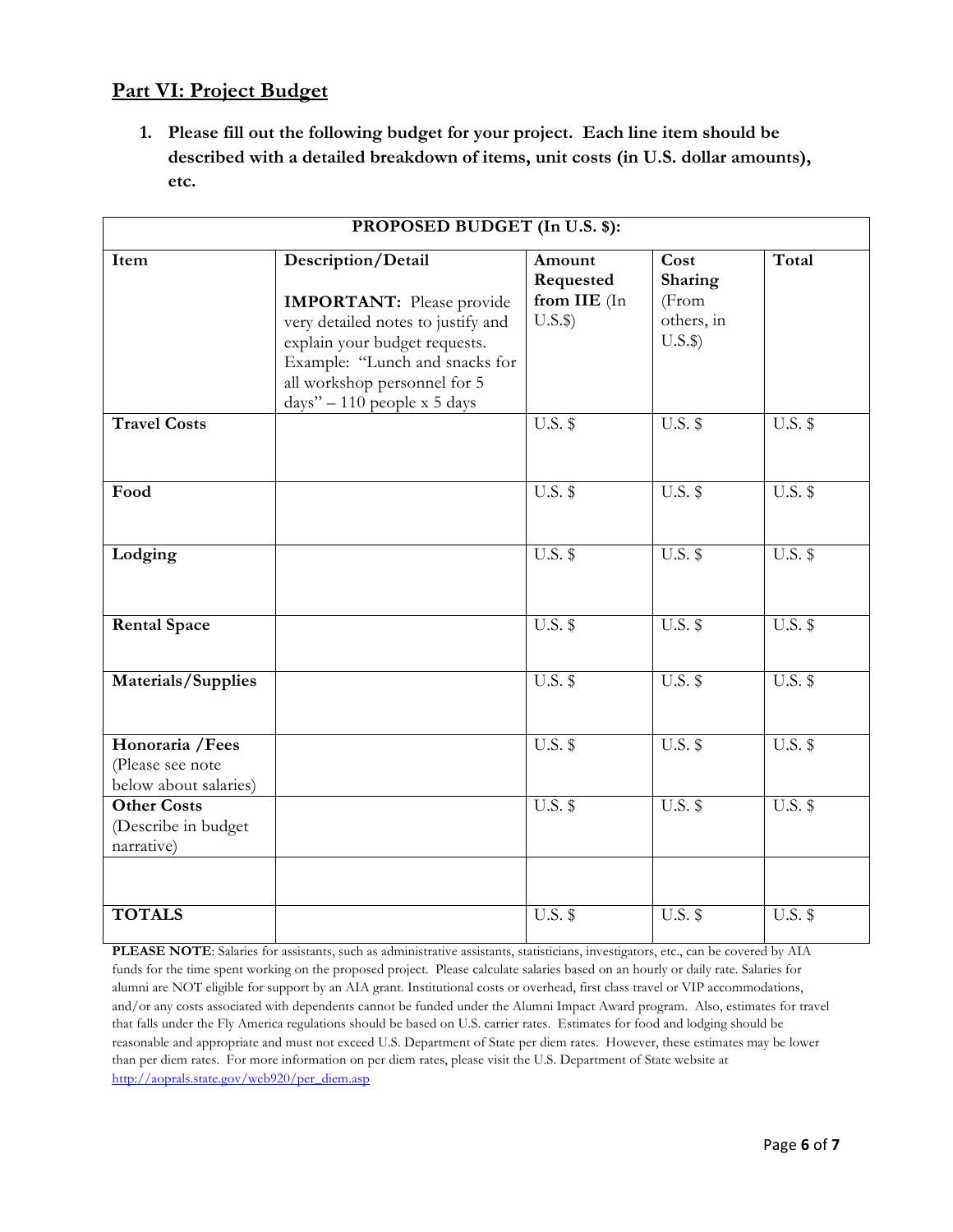## Part VI: Project Budget

1. **Please fill out the following budget for your project. Each line item should be described with a detailed breakdown of items, unit costs (in U.S. dollar amounts), etc.**

| **PROPOSED BUDGET (In U.S. $):** | | | | |
|---|---|---|---|---|
| **Item** | **Description/Detail**<br><br>**IMPORTANT:** Please provide very detailed notes to justify and explain your budget requests. Example: "Lunch and snacks for all workshop personnel for 5 days" – 110 people x 5 days | **Amount Requested from IIE** (In U.S.$) | **Cost Sharing** (From others, in U.S.$) | **Total** |
| **Travel Costs** | | U.S. $ | U.S. $ | U.S. $ |
| **Food** | | U.S. $ | U.S. $ | U.S. $ |
| **Lodging** | | U.S. $ | U.S. $ | U.S. $ |
| **Rental Space** | | U.S. $ | U.S. $ | U.S. $ |
| **Materials/Supplies** | | U.S. $ | U.S. $ | U.S. $ |
| **Honoraria /Fees** (Please see note below about salaries) | | U.S. $ | U.S. $ | U.S. $ |
| **Other Costs** (Describe in budget narrative) | | U.S. $ | U.S. $ | U.S. $ |
| | | | | |
| **TOTALS** | | U.S. $ | U.S. $ | U.S. $ |

**PLEASE NOTE**: Salaries for assistants, such as administrative assistants, statisticians, investigators, etc., can be covered by AIA funds for the time spent working on the proposed project. Please calculate salaries based on an hourly or daily rate. Salaries for alumni are NOT eligible for support by an AIA grant. Institutional costs or overhead, first class travel or VIP accommodations, and/or any costs associated with dependents cannot be funded under the Alumni Impact Award program. Also, estimates for travel that falls under the Fly America regulations should be based on U.S. carrier rates. Estimates for food and lodging should be reasonable and appropriate and must not exceed U.S. Department of State per diem rates. However, these estimates may be lower than per diem rates. For more information on per diem rates, please visit the U.S. Department of State website at http://aoprals.state.gov/web920/per_diem.asp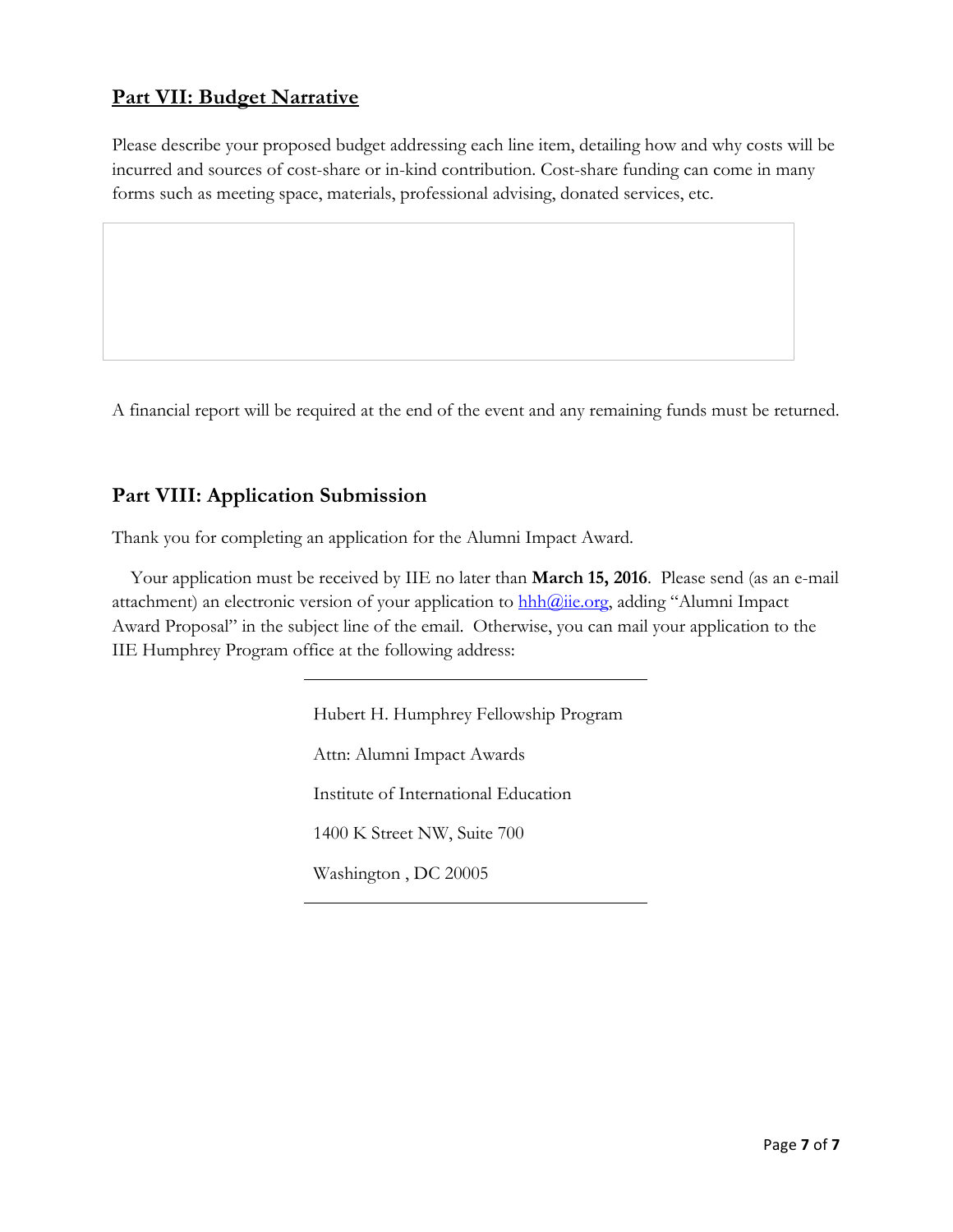## Part VII: Budget Narrative

Please describe your proposed budget addressing each line item, detailing how and why costs will be incurred and sources of cost-share or in-kind contribution. Cost-share funding can come in many forms such as meeting space, materials, professional advising, donated services, etc.

A financial report will be required at the end of the event and any remaining funds must be returned.

## Part VIII: Application Submission

Thank you for completing an application for the Alumni Impact Award.

Your application must be received by IIE no later than **March 15, 2016**. Please send (as an e-mail attachment) an electronic version of your application to hhh@iie.org, adding "Alumni Impact Award Proposal" in the subject line of the email. Otherwise, you can mail your application to the IIE Humphrey Program office at the following address:

---

Hubert H. Humphrey Fellowship Program

Attn: Alumni Impact Awards

Institute of International Education

1400 K Street NW, Suite 700

Washington , DC 20005

---